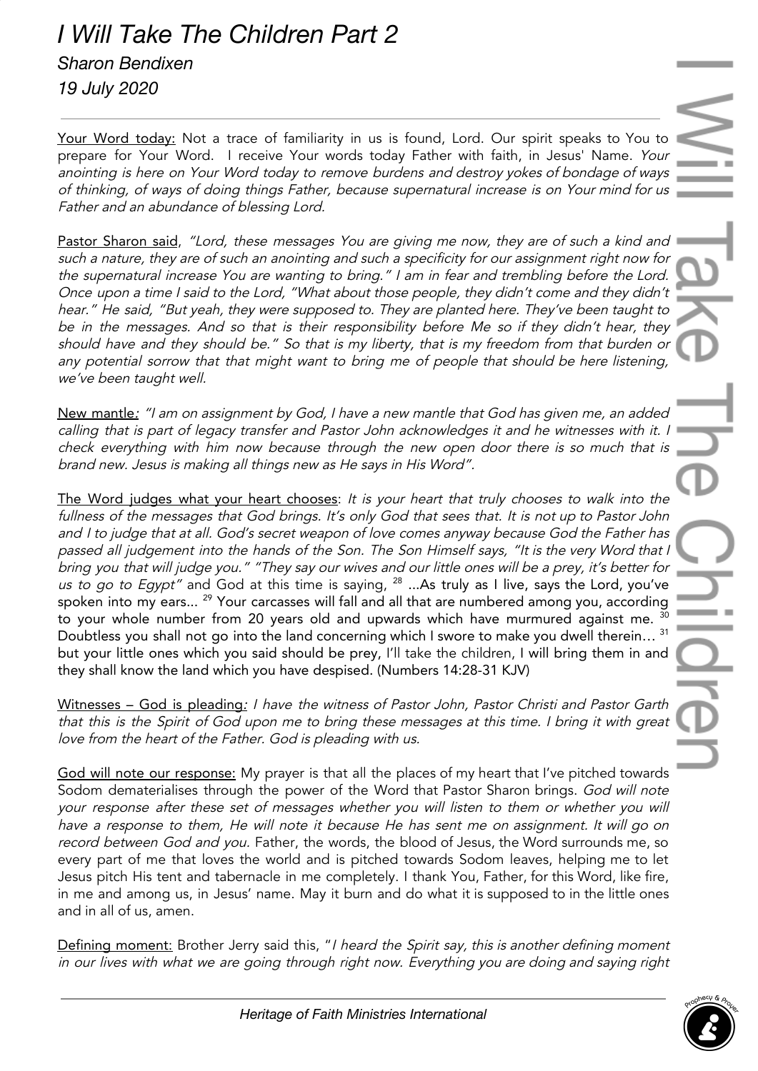# I Will Take The Children Part 2

*Sharon Bendixen*

*19 July 2020*

Your Word today: Not a trace of familiarity in us is found, Lord. Our spirit speaks to You to prepare for Your Word. I receive Your words today Father with faith, in Jesus' Name. *Your anointing is here on Your Word today to remove burdens and destroy yokes of bondage of ways of thinking, of ways of doing things Father, because supernatural increase is on Your mind for us Father and an abundance of blessing Lord.*

Pastor Sharon said, *"Lord, these messages You are giving me now, they are of such a kind and such a nature, they are of such an anointing and such a specificity for our assignment right now for the supernatural increase You are wanting to bring." I am in fear and trembling before the Lord. Once upon a time I said to the Lord, "What about those people, they didn't come and they didn't hear." He said, "But yeah, they were supposed to. They are planted here. They've been taught to be in the messages. And so that is their responsibility before Me so if they didn't hear, they should have and they should be." So that is my liberty, that is my freedom from that burden or any potential sorrow that that might want to bring me of people that should be here listening, we've been taught well.*

New mantle*: "I am on assignment by God, I have a new mantle that God has given me, an added calling that is part of legacy transfer and Pastor John acknowledges it and he witnesses with it. I check everything with him now because through the new open door there is so much that is brand new. Jesus is making all things new as He says in His Word".*

The Word judges what your heart chooses: *It is your heart that truly chooses to walk into the fullness of the messages that God brings. It's only God that sees that. It is not up to Pastor John and I to judge that at all. God's secret weapon of love comes anyway because God the Father has passed all judgement into the hands of the Son. The Son Himself says, "It is the very Word that I bring you that will judge you." "They say our wives and our little ones will be a prey, it's better for us to go to Egypt"* and God at this time is saying, [28] ...As truly as I live, says the Lord, you've spoken into my ears... [29] Your carcasses will fall and all that are numbered among you, according to your whole number from 20 years old and upwards which have murmured against me. [30] Doubtless you shall not go into the land concerning which I swore to make you dwell therein… [31] but your little ones which you said should be prey, I'll take the children, I will bring them in and they shall know the land which you have despised. (Numbers 14:28-31 KJV)

Witnesses – God is pleading*: I have the witness of Pastor John, Pastor Christi and Pastor Garth that this is the Spirit of God upon me to bring these messages at this time. I bring it with great love from the heart of the Father. God is pleading with us.*

God will note our response: My prayer is that all the places of my heart that I've pitched towards Sodom dematerialises through the power of the Word that Pastor Sharon brings. *God will note your response after these set of messages whether you will listen to them or whether you will have a response to them, He will note it because He has sent me on assignment. It will go on record between God and you.* Father, the words, the blood of Jesus, the Word surrounds me, so every part of me that loves the world and is pitched towards Sodom leaves, helping me to let Jesus pitch His tent and tabernacle in me completely. I thank You, Father, for this Word, like fire, in me and among us, in Jesus' name. May it burn and do what it is supposed to in the little ones and in all of us, amen.

Defining moment: Brother Jerry said this, "*I heard the Spirit say, this is another defining moment in our lives with what we are going through right now. Everything you are doing and saying right*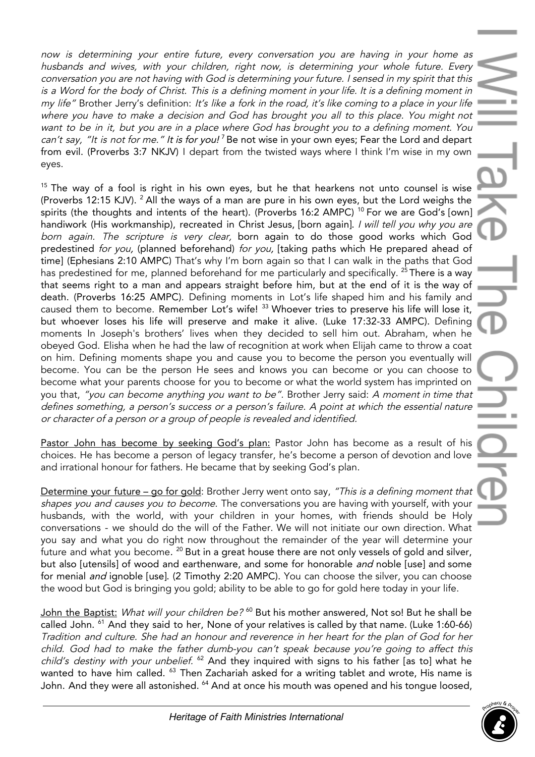*now is determining your entire future, every conversation you are having in your home as husbands and wives, with your children, right now, is determining your whole future. Every conversation you are not having with God is determining your future. I sensed in my spirit that this is a Word for the body of Christ. This is a defining moment in your life. It is a defining moment in my life"* Brother Jerry's definition: *It's like a fork in the road, it's like coming to a place in your life where you have to make a decision and God has brought you all to this place. You might not want to be in it, but you are in a place where God has brought you to a defining moment. You can't say, "It is not for me." It is for you!* [7] Be not wise in your own eyes; Fear the Lord and depart from evil. (Proverbs 3:7 NKJV) I depart from the twisted ways where I think I'm wise in my own eyes.

[15] The way of a fool is right in his own eyes, but he that hearkens not unto counsel is wise (Proverbs 12:15 KJV). [2] All the ways of a man are pure in his own eyes, but the Lord weighs the spirits (the thoughts and intents of the heart). (Proverbs 16:2 AMPC) [10] For we are God's [own] handiwork (His workmanship), recreated in Christ Jesus, [born again]. *I will tell you why you are born again. The scripture is very clear,* born again to do those good works which God predestined *for you,* (planned beforehand) *for you,* [taking paths which He prepared ahead of time] (Ephesians 2:10 AMPC) That's why I'm born again so that I can walk in the paths that God has predestined for me, planned beforehand for me particularly and specifically. [25] There is a way that seems right to a man and appears straight before him, but at the end of it is the way of death. (Proverbs 16:25 AMPC). Defining moments in Lot's life shaped him and his family and caused them to become. Remember Lot's wife! [33] Whoever tries to preserve his life will lose it, but whoever loses his life will preserve and make it alive. (Luke 17:32-33 AMPC). Defining moments In Joseph's brothers' lives when they decided to sell him out. Abraham, when he obeyed God. Elisha when he had the law of recognition at work when Elijah came to throw a coat on him. Defining moments shape you and cause you to become the person you eventually will become. You can be the person He sees and knows you can become or you can choose to become what your parents choose for you to become or what the world system has imprinted on you that, *"you can become anything you want to be"*. Brother Jerry said: *A moment in time that defines something, a person's success or a person's failure. A point at which the essential nature or character of a person or a group of people is revealed and identified.*

<u>Pastor John has become by seeking God's plan:</u> Pastor John has become as a result of his choices. He has become a person of legacy transfer, he's become a person of devotion and love and irrational honour for fathers. He became that by seeking God's plan.

<u>Determine your future – go for gold</u>: Brother Jerry went onto say, *"This is a defining moment that shapes you and causes you to become*. The conversations you are having with yourself, with your husbands, with the world, with your children in your homes, with friends should be Holy conversations - we should do the will of the Father. We will not initiate our own direction. What you say and what you do right now throughout the remainder of the year will determine your future and what you become. [20] But in a great house there are not only vessels of gold and silver, but also [utensils] of wood and earthenware, and some for honorable *and* noble [use] and some for menial *and* ignoble [use]. (2 Timothy 2:20 AMPC). You can choose the silver, you can choose the wood but God is bringing you gold; ability to be able to go for gold here today in your life.

<u>John the Baptist:</u> *What will your children be?* [60] But his mother answered, Not so! But he shall be called John. [61] And they said to her, None of your relatives is called by that name. (Luke 1:60-66) *Tradition and culture. She had an honour and reverence in her heart for the plan of God for her child. God had to make the father dumb-you can't speak because you're going to affect this child's destiny with your unbelief.* [62] And they inquired with signs to his father [as to] what he wanted to have him called. [63] Then Zachariah asked for a writing tablet and wrote, His name is John. And they were all astonished. [64] And at once his mouth was opened and his tongue loosed,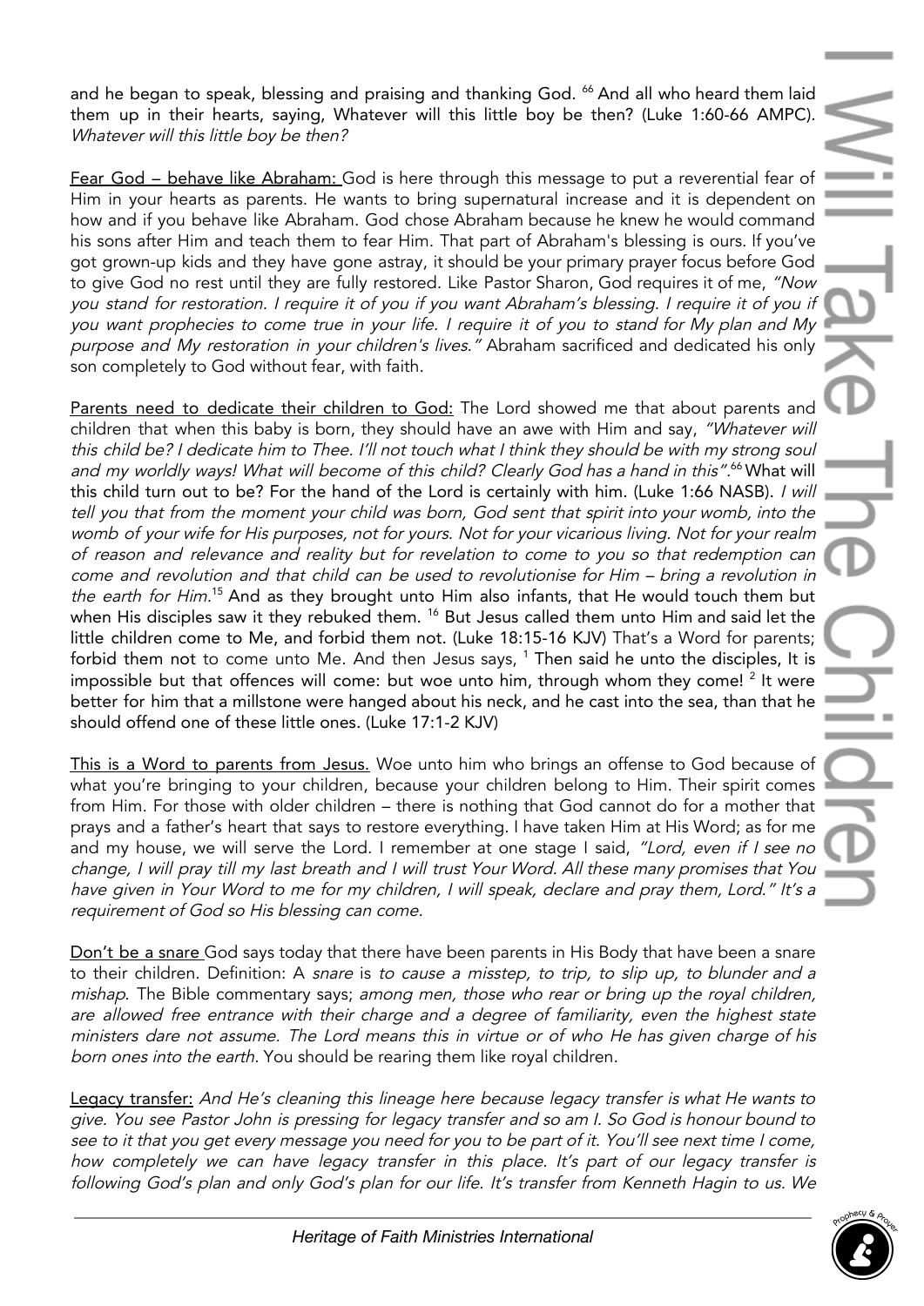and he began to speak, blessing and praising and thanking God. [66] And all who heard them laid them up in their hearts, saying, Whatever will this little boy be then? (Luke 1:60-66 AMPC). *Whatever will this little boy be then?*

Fear God – behave like Abraham: God is here through this message to put a reverential fear of Him in your hearts as parents. He wants to bring supernatural increase and it is dependent on how and if you behave like Abraham. God chose Abraham because he knew he would command his sons after Him and teach them to fear Him. That part of Abraham's blessing is ours. If you've got grown-up kids and they have gone astray, it should be your primary prayer focus before God to give God no rest until they are fully restored. Like Pastor Sharon, God requires it of me, *"Now you stand for restoration. I require it of you if you want Abraham's blessing. I require it of you if you want prophecies to come true in your life. I require it of you to stand for My plan and My purpose and My restoration in your children's lives."* Abraham sacrificed and dedicated his only son completely to God without fear, with faith.

Parents need to dedicate their children to God: The Lord showed me that about parents and children that when this baby is born, they should have an awe with Him and say, *"Whatever will this child be? I dedicate him to Thee. I'll not touch what I think they should be with my strong soul and my worldly ways! What will become of this child? Clearly God has a hand in this".*[66] What will this child turn out to be? For the hand of the Lord is certainly with him. (Luke 1:66 NASB). *I will tell you that from the moment your child was born, God sent that spirit into your womb, into the womb of your wife for His purposes, not for yours. Not for your vicarious living. Not for your realm of reason and relevance and reality but for revelation to come to you so that redemption can come and revolution and that child can be used to revolutionise for Him – bring a revolution in the earth for Him.*[15] And as they brought unto Him also infants, that He would touch them but when His disciples saw it they rebuked them. [16] But Jesus called them unto Him and said let the little children come to Me, and forbid them not. (Luke 18:15-16 KJV) That's a Word for parents; forbid them not to come unto Me. And then Jesus says, [1] Then said he unto the disciples, It is impossible but that offences will come: but woe unto him, through whom they come! [2] It were better for him that a millstone were hanged about his neck, and he cast into the sea, than that he should offend one of these little ones. (Luke 17:1-2 KJV)

This is a Word to parents from Jesus. Woe unto him who brings an offense to God because of what you're bringing to your children, because your children belong to Him. Their spirit comes from Him. For those with older children – there is nothing that God cannot do for a mother that prays and a father's heart that says to restore everything. I have taken Him at His Word; as for me and my house, we will serve the Lord. I remember at one stage I said, *"Lord, even if I see no change, I will pray till my last breath and I will trust Your Word. All these many promises that You have given in Your Word to me for my children, I will speak, declare and pray them, Lord." It's a requirement of God so His blessing can come.*

Don't be a snare God says today that there have been parents in His Body that have been a snare to their children. Definition: A *snare* is *to cause a misstep, to trip, to slip up, to blunder and a mishap*. The Bible commentary says; *among men, those who rear or bring up the royal children, are allowed free entrance with their charge and a degree of familiarity, even the highest state ministers dare not assume. The Lord means this in virtue or of who He has given charge of his born ones into the earth.* You should be rearing them like royal children.

Legacy transfer: *And He's cleaning this lineage here because legacy transfer is what He wants to give. You see Pastor John is pressing for legacy transfer and so am I. So God is honour bound to see to it that you get every message you need for you to be part of it. You'll see next time I come, how completely we can have legacy transfer in this place. It's part of our legacy transfer is following God's plan and only God's plan for our life. It's transfer from Kenneth Hagin to us. We*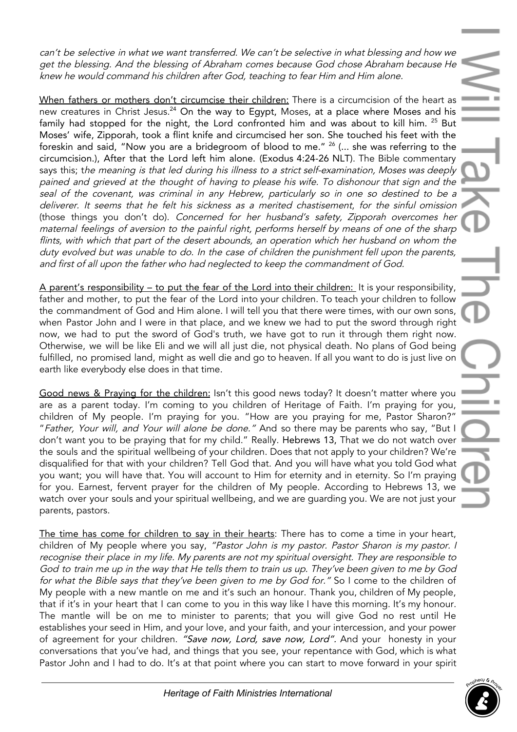*can't be selective in what we want transferred. We can't be selective in what blessing and how we get the blessing. And the blessing of Abraham comes because God chose Abraham because He knew he would command his children after God, teaching to fear Him and Him alone.*

<u>When fathers or mothers don't circumcise their children:</u> There is a circumcision of the heart as new creatures in Christ Jesus.[24] On the way to Egypt, Moses, at a place where Moses and his family had stopped for the night, the Lord confronted him and was about to kill him. [25] But Moses' wife, Zipporah, took a flint knife and circumcised her son. She touched his feet with the foreskin and said, "Now you are a bridegroom of blood to me." [26] (... she was referring to the circumcision.), After that the Lord left him alone. (Exodus 4:24-26 NLT). The Bible commentary says this; t*he meaning is that led during his illness to a strict self-examination, Moses was deeply pained and grieved at the thought of having to please his wife. To dishonour that sign and the seal of the covenant, was criminal in any Hebrew, particularly so in one so destined to be a deliverer. It seems that he felt his sickness as a merited chastisement, for the sinful omission* (those things you don't do). *Concerned for her husband's safety, Zipporah overcomes her maternal feelings of aversion to the painful right, performs herself by means of one of the sharp flints, with which that part of the desert abounds, an operation which her husband on whom the duty evolved but was unable to do. In the case of children the punishment fell upon the parents, and first of all upon the father who had neglected to keep the commandment of God.*

<u>A parent's responsibility – to put the fear of the Lord into their children:</u> It is your responsibility, father and mother, to put the fear of the Lord into your children. To teach your children to follow the commandment of God and Him alone. I will tell you that there were times, with our own sons, when Pastor John and I were in that place, and we knew we had to put the sword through right now, we had to put the sword of God's truth, we have got to run it through them right now. Otherwise, we will be like Eli and we will all just die, not physical death. No plans of God being fulfilled, no promised land, might as well die and go to heaven. If all you want to do is just live on earth like everybody else does in that time.

<u>Good news & Praying for the children:</u> Isn't this good news today? It doesn't matter where you are as a parent today. I'm coming to you children of Heritage of Faith. I'm praying for you, children of My people. I'm praying for you. "How are you praying for me, Pastor Sharon?" "*Father, Your will, and Your will alone be done.*" And so there may be parents who say, "But I don't want you to be praying that for my child." Really. Hebrews 13, That we do not watch over the souls and the spiritual wellbeing of your children. Does that not apply to your children? We're disqualified for that with your children? Tell God that. And you will have what you told God what you want; you will have that. You will account to Him for eternity and in eternity. So I'm praying for you. Earnest, fervent prayer for the children of My people. According to Hebrews 13, we watch over your souls and your spiritual wellbeing, and we are guarding you. We are not just your parents, pastors.

<u>The time has come for children to say in their hearts</u>: There has to come a time in your heart, children of My people where you say, *"Pastor John is my pastor. Pastor Sharon is my pastor. I recognise their place in my life. My parents are not my spiritual oversight. They are responsible to God to train me up in the way that He tells them to train us up. They've been given to me by God for what the Bible says that they've been given to me by God for."* So I come to the children of My people with a new mantle on me and it's such an honour. Thank you, children of My people, that if it's in your heart that I can come to you in this way like I have this morning. It's my honour. The mantle will be on me to minister to parents; that you will give God no rest until He establishes your seed in Him, and your love, and your faith, and your intercession, and your power of agreement for your children. *"Save now, Lord, save now, Lord".* And your honesty in your conversations that you've had, and things that you see, your repentance with God, which is what Pastor John and I had to do. It's at that point where you can start to move forward in your spirit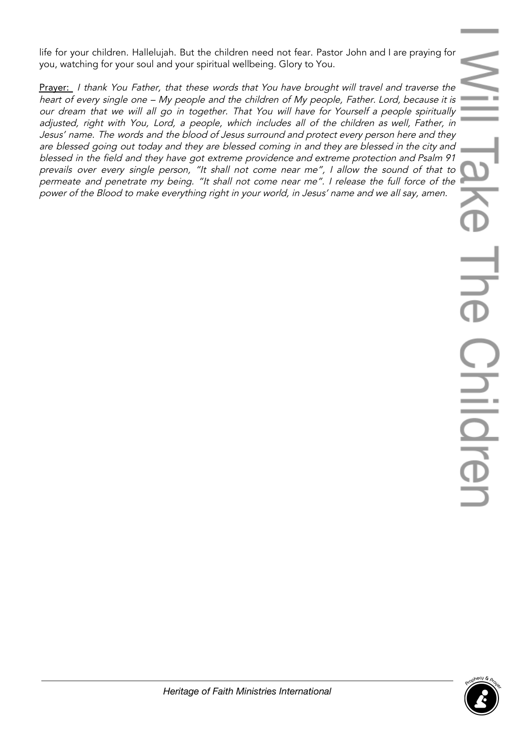life for your children. Hallelujah. But the children need not fear. Pastor John and I are praying for you, watching for your soul and your spiritual wellbeing. Glory to You.

Prayer: *I thank You Father, that these words that You have brought will travel and traverse the heart of every single one – My people and the children of My people, Father. Lord, because it is our dream that we will all go in together. That You will have for Yourself a people spiritually adjusted, right with You, Lord, a people, which includes all of the children as well, Father, in Jesus' name. The words and the blood of Jesus surround and protect every person here and they are blessed going out today and they are blessed coming in and they are blessed in the city and blessed in the field and they have got extreme providence and extreme protection and Psalm 91 prevails over every single person, "It shall not come near me", I allow the sound of that to permeate and penetrate my being. "It shall not come near me". I release the full force of the power of the Blood to make everything right in your world, in Jesus' name and we all say, amen.*